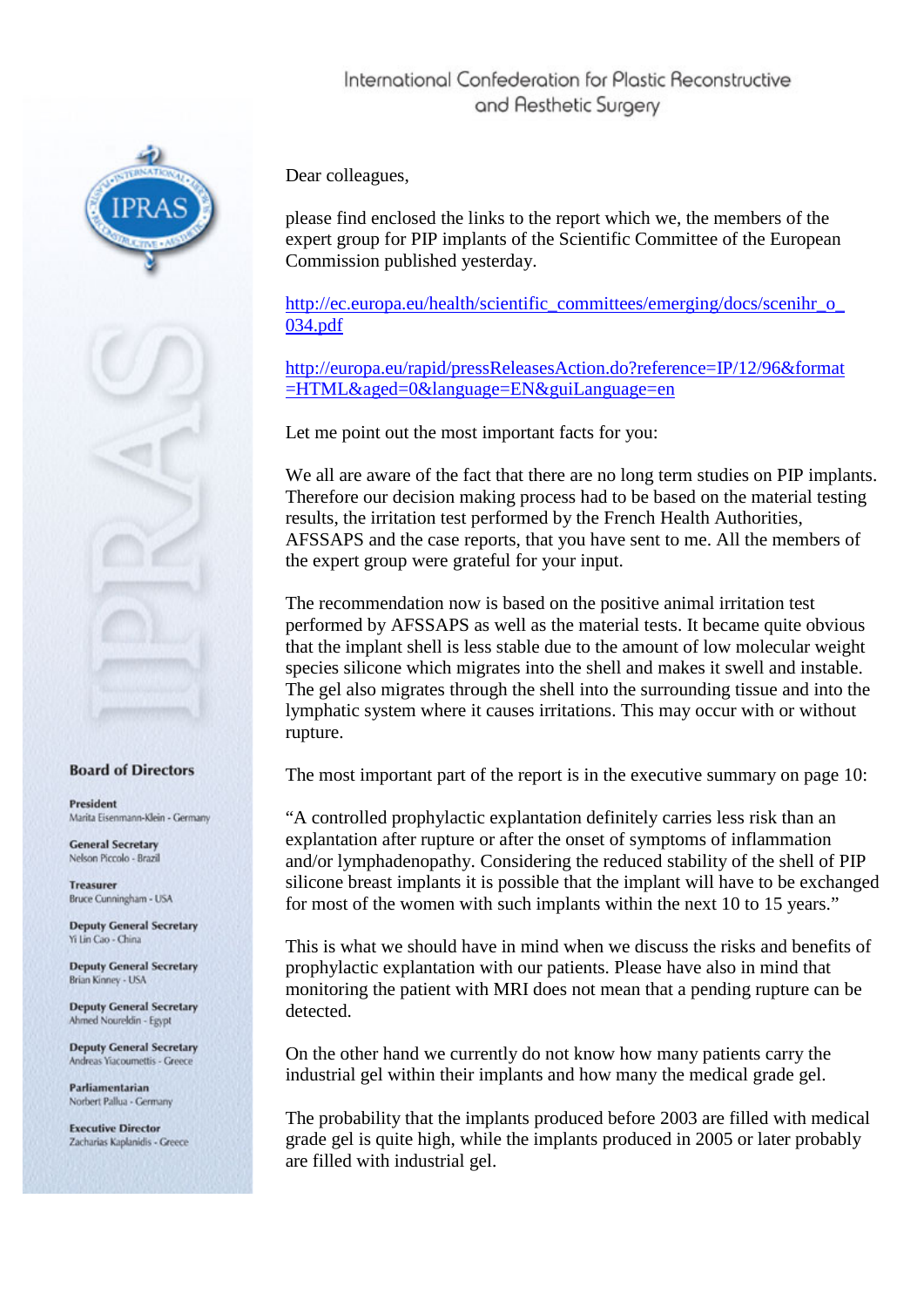International Confederation for Plastic Reconstructive and Aesthetic Surgery

**Board of Directors**

**President**
Marita Eisenmann-Klein - Germany

**General Secretary**
Nelson Piccolo - Brazil

**Treasurer**
Bruce Cunningham - USA

**Deputy General Secretary**
Yi Lin Cao - China

**Deputy General Secretary**
Brian Kinney - USA

**Deputy General Secretary**
Ahmed Noureldin - Egypt

**Deputy General Secretary**
Andreas Yiacoumettis - Greece

**Parliamentarian**
Norbert Pallua - Germany

**Executive Director**
Zacharias Kaplanidis - Greece

Dear colleagues,

please find enclosed the links to the report which we, the members of the expert group for PIP implants of the Scientific Committee of the European Commission published yesterday.

[http://ec.europa.eu/health/scientific_committees/emerging/docs/scenihr_o_034.pdf](http://ec.europa.eu/health/scientific_committees/emerging/docs/scenihr_o_034.pdf)

[http://europa.eu/rapid/pressReleasesAction.do?reference=IP/12/96&format=HTML&aged=0&language=EN&guiLanguage=en](http://europa.eu/rapid/pressReleasesAction.do?reference=IP/12/96&format=HTML&aged=0&language=EN&guiLanguage=en)

Let me point out the most important facts for you:

We all are aware of the fact that there are no long term studies on PIP implants. Therefore our decision making process had to be based on the material testing results, the irritation test performed by the French Health Authorities, AFSSAPS and the case reports, that you have sent to me. All the members of the expert group were grateful for your input.

The recommendation now is based on the positive animal irritation test performed by AFSSAPS as well as the material tests. It became quite obvious that the implant shell is less stable due to the amount of low molecular weight species silicone which migrates into the shell and makes it swell and instable. The gel also migrates through the shell into the surrounding tissue and into the lymphatic system where it causes irritations. This may occur with or without rupture.

The most important part of the report is in the executive summary on page 10:

“A controlled prophylactic explantation definitely carries less risk than an explantation after rupture or after the onset of symptoms of inflammation and/or lymphadenopathy. Considering the reduced stability of the shell of PIP silicone breast implants it is possible that the implant will have to be exchanged for most of the women with such implants within the next 10 to 15 years.”

This is what we should have in mind when we discuss the risks and benefits of prophylactic explantation with our patients. Please have also in mind that monitoring the patient with MRI does not mean that a pending rupture can be detected.

On the other hand we currently do not know how many patients carry the industrial gel within their implants and how many the medical grade gel.

The probability that the implants produced before 2003 are filled with medical grade gel is quite high, while the implants produced in 2005 or later probably are filled with industrial gel.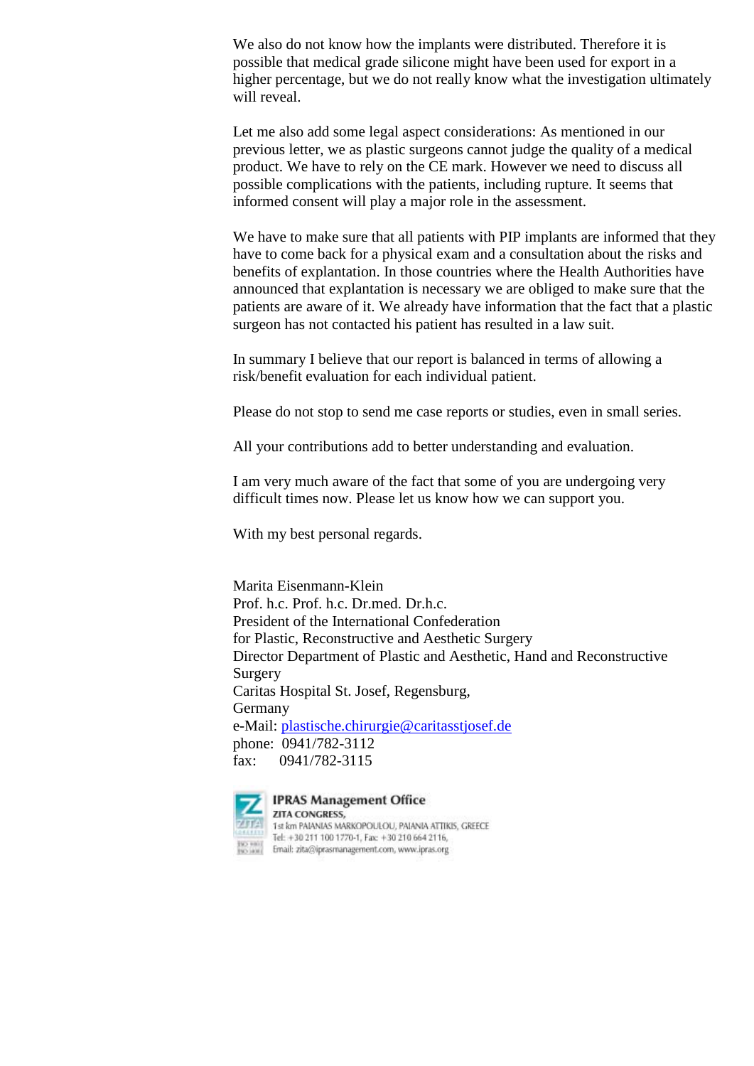We also do not know how the implants were distributed. Therefore it is possible that medical grade silicone might have been used for export in a higher percentage, but we do not really know what the investigation ultimately will reveal.

Let me also add some legal aspect considerations: As mentioned in our previous letter, we as plastic surgeons cannot judge the quality of a medical product. We have to rely on the CE mark. However we need to discuss all possible complications with the patients, including rupture. It seems that informed consent will play a major role in the assessment.

We have to make sure that all patients with PIP implants are informed that they have to come back for a physical exam and a consultation about the risks and benefits of explantation. In those countries where the Health Authorities have announced that explantation is necessary we are obliged to make sure that the patients are aware of it. We already have information that the fact that a plastic surgeon has not contacted his patient has resulted in a law suit.

In summary I believe that our report is balanced in terms of allowing a risk/benefit evaluation for each individual patient.

Please do not stop to send me case reports or studies, even in small series.

All your contributions add to better understanding and evaluation.

I am very much aware of the fact that some of you are undergoing very difficult times now. Please let us know how we can support you.

With my best personal regards.

Marita Eisenmann-Klein
Prof. h.c. Prof. h.c. Dr.med. Dr.h.c.
President of the International Confederation
for Plastic, Reconstructive and Aesthetic Surgery
Director Department of Plastic and Aesthetic, Hand and Reconstructive Surgery
Caritas Hospital St. Josef, Regensburg,
Germany
e-Mail: plastische.chirurgie@caritasstjosef.de
phone: 0941/782-3112
fax: 0941/782-3115

**IPRAS Management Office**
**ZITA CONGRESS,**
1st km PAIANIAS MARKOPOULOU, PAIANIA ATTIKIS, GREECE
Tel: +30 211 100 1770-1, Fax: +30 210 664 2116,
Email: zita@iprasmanagement.com, www.ipras.org